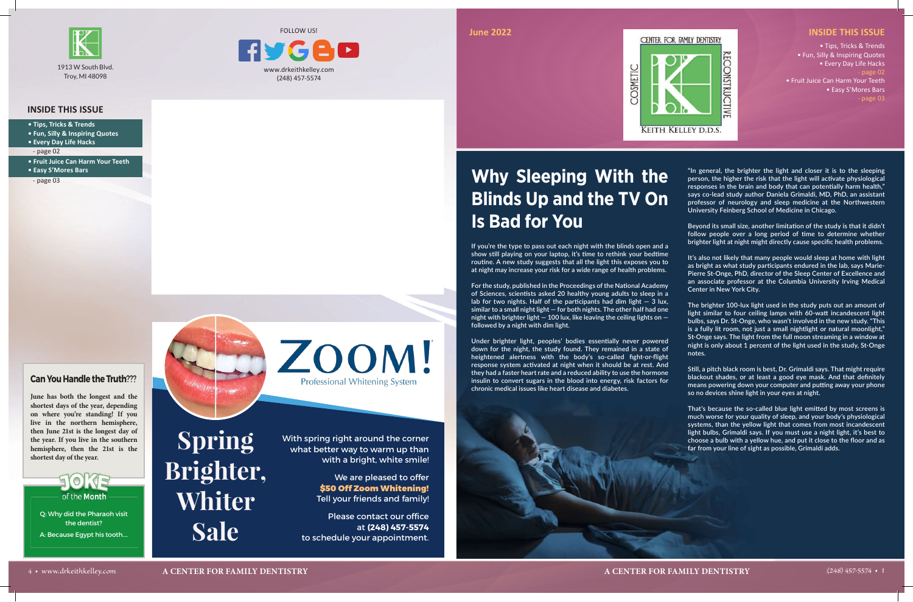1913 W South Blvd.
Troy, MI 48098

FOLLOW US!

www.drkeithkelley.com
(248) 457-5574

## INSIDE THIS ISSUE

- Tips, Tricks & Trends
- Fun, Silly & Inspiring Quotes
- Every Day Life Hacks

- page 02

- Fruit Juice Can Harm Your Teeth
- Easy S'Mores Bars

- page 03

### Can You Handle the Truth???

June has both the longest and the shortest days of the year, depending on where you're standing! If you live in the northern hemisphere, then June 21st is the longest day of the year. If you live in the southern hemisphere, then the 21st is the shortest day of the year.

### JOKE of the Month

Q: Why did the Pharaoh visit the dentist?

A: Because Egypt his tooth....

## ZOOM!

Professional Whitening System

# Spring Brighter, Whiter Sale

With spring right around the corner what better way to warm up than with a bright, white smile!

We are pleased to offer **$50 Off Zoom Whitening!** Tell your friends and family!

Please contact our office at **(248) 457-5574** to schedule your appointment.

June 2022

CENTER FOR FAMILY DENTISTRY
COSMETIC
RECONSTRUCTIVE
KEITH KELLEY D.D.S.

## INSIDE THIS ISSUE

- Tips, Tricks & Trends
- Fun, Silly & Inspiring Quotes
- Every Day Life Hacks

- page 02

- Fruit Juice Can Harm Your Teeth
- Easy S'Mores Bars

- page 03

# Why Sleeping With the Blinds Up and the TV On Is Bad for You

If you're the type to pass out each night with the blinds open and a show still playing on your laptop, it's time to rethink your bedtime routine. A new study suggests that all the light this exposes you to at night may increase your risk for a wide range of health problems.

For the study, published in the Proceedings of the National Academy of Sciences, scientists asked 20 healthy young adults to sleep in a lab for two nights. Half of the participants had dim light — 3 lux, similar to a small night light — for both nights. The other half had one night with brighter light — 100 lux, like leaving the ceiling lights on — followed by a night with dim light.

Under brighter light, peoples' bodies essentially never powered down for the night, the study found. They remained in a state of heightened alertness with the body's so-called fight-or-flight response system activated at night when it should be at rest. And they had a faster heart rate and a reduced ability to use the hormone insulin to convert sugars in the blood into energy, risk factors for chronic medical issues like heart disease and diabetes.

"In general, the brighter the light and closer it is to the sleeping person, the higher the risk that the light will activate physiological responses in the brain and body that can potentially harm health," says co-lead study author Daniela Grimaldi, MD, PhD, an assistant professor of neurology and sleep medicine at the Northwestern University Feinberg School of Medicine in Chicago.

Beyond its small size, another limitation of the study is that it didn't follow people over a long period of time to determine whether brighter light at night might directly cause specific health problems.

It's also not likely that many people would sleep at home with light as bright as what study participants endured in the lab, says Marie-Pierre St-Onge, PhD, director of the Sleep Center of Excellence and an associate professor at the Columbia University Irving Medical Center in New York City.

The brighter 100-lux light used in the study puts out an amount of light similar to four ceiling lamps with 60-watt incandescent light bulbs, says Dr. St-Onge, who wasn't involved in the new study. "This is a fully lit room, not just a small nightlight or natural moonlight," St-Onge says. The light from the full moon streaming in a window at night is only about 1 percent of the light used in the study, St-Onge notes.

Still, a pitch black room is best, Dr. Grimaldi says. That might require blackout shades, or at least a good eye mask. And that definitely means powering down your computer and putting away your phone so no devices shine light in your eyes at night.

That's because the so-called blue light emitted by most screens is much worse for your quality of sleep, and your body's physiological systems, than the yellow light that comes from most incandescent light bulbs, Grimaldi says. If you must use a night light, it's best to choose a bulb with a yellow hue, and put it close to the floor and as far from your line of sight as possible, Grimaldi adds.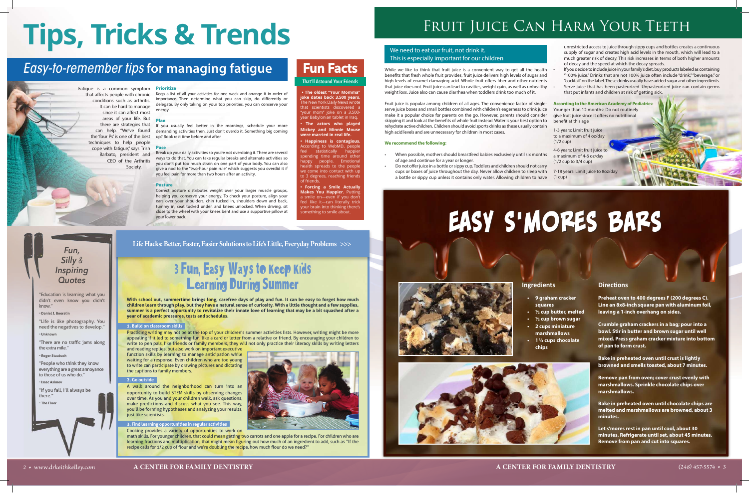# Tips, Tricks & Trends

## *Easy-to-remember tips* for managing fatigue

Fatigue is a common symptom that affects people with chronic conditions such as arthritis. It can be hard to manage since it can affect most areas of your life. But there are strategies that can help. "We've found the 'four Ps' is one of the best techniques to help people cope with fatigue," says Trish Barbato, president and CEO of the Arthritis Society.

**Prioritize**

Keep a list of all your activities for one week and arrange it in order of importance. Then determine what you can skip, do differently or delegate. By only taking on your top priorities, you can conserve your energy.

**Plan**

If you usually feel better in the mornings, schedule your more demanding activities then. Just don't overdo it. Something big coming up? Book rest time before and after.

**Pace**

Break up your daily activities so you're not overdoing it. There are several ways to do that. You can take regular breaks and alternate activities so you don't put too much strain on one part of your body. You can also give a nod to the "two-hour pain rule" which suggests you overdid it if you feel pain for more than two hours after an activity.

**Posture**

Correct posture distributes weight over your larger muscle groups, helping you conserve your energy. To check your posture, align your ears over your shoulders, chin tucked in, shoulders down and back, tummy in, seat tucked under, and knees unlocked. When driving, sit close to the wheel with your knees bent and use a supportive pillow at your lower back.

## Fun Facts

**That'll Astound Your Friends**

- **The oldest "Your Momma" joke dates back 3,500 years.** The New York Daily News wrote that scientists discovered a "your mom" joke on a 3,500-year Babylonian tablet in Iraq.
- **The actors who played Mickey and Minnie Mouse were married in real life.**
- **Happiness is contagious.** According to WebMD, people feel statistically happier spending time around other happy people. Emotional health spreads to the people we come into contact with up to 3 degrees, reaching friends of friends.
- **Forcing a Smile Actually Makes You Happier.** Putting a smile on—even if you don't feel like it—can literally trick your brain into thinking there's something to smile about.

## *Fun, Silly & Inspiring Quotes*

"Education is learning what you didn't even know you didn't know."

~ Daniel J. Boorstin

"Life is like photography. You need the negatives to develop."

~ Unknown

"There are no traffic jams along the extra mile."

~ Roger Staubach

"People who think they know everything are a great annoyance to those of us who do."

~ Isaac Asimov

"If you fall, I'll always be there."

~ The Floor

**Life Hacks: Better, Faster, Easier Solutions to Life's Little, Everyday Problems >>>**

## 3 Fun, Easy Ways to Keep Kids Learning During Summer

**With school out, summertime brings long, carefree days of play and fun. It can be easy to forget how much children learn through play, but they have a natural sense of curiosity. With a little thought and a few supplies, summer is a perfect opportunity to revitalize their innate love of learning that may be a bit squashed after a year of academic pressures, tests and schedules.**

### 1. Build on classroom skills

Practicing writing may not be at the top of your children's summer activities lists. However, writing might be more appealing if it led to something fun, like a card or letter from a relative or friend. By encouraging your children to write to pen pals, like friends or family members, they will not only practice their literacy skills by writing letters and reading replies, but also work on important executive function skills by learning to manage anticipation while waiting for a response. Even children who are too young to write can participate by drawing pictures and dictating the captions to family members.

### 2. Go outside

A walk around the neighborhood can turn into an opportunity to build STEM skills by observing changes over time. As you and your children walk, ask questions, make predictions and discuss what you see. This way, you'll be forming hypotheses and analyzing your results, just like scientists.

### 3. Find learning opportunities in regular activities

Cooking provides a variety of opportunities to work on math skills. For younger children, that could mean getting two carrots and one apple for a recipe. For children who are learning fractions and multiplication, that might mean figuring out how much of an ingredient to add, such as "If the recipe calls for 1/2 cup of flour and we're doubling the recipe, how much flour do we need?"

# Fruit Juice Can Harm Your Teeth

We need to eat our fruit, not drink it.
This is especially important for our children

While we like to think that fruit juice is a convenient way to get all the health benefits that fresh whole fruit provides, fruit juice delivers high levels of sugar and high levels of enamel-damaging acid. Whole fruit offers fiber and other nutrients that juice does not. Fruit juice can lead to cavities, weight gain, as well as unhealthy weight loss. Juice also can cause diarrhea when toddlers drink too much of it.

Fruit juice is popular among children of all ages. The convenience factor of single-serve juice boxes and small bottles combined with children's eagerness to drink juice make it a popular choice for parents on the go. However, parents should consider skipping it and look at the benefits of whole fruit instead. Water is your best option to rehydrate active children. Children should avoid sports drinks as these usually contain high acid levels and are unnecessary for children in most cases.

**We recommend the following:**

- When possible, mothers should breastfeed babies exclusively until six months of age and continue for a year or longer.
- Do not offer juice in a bottle or sippy cup. Toddlers and children should not carry cups or boxes of juice throughout the day. Never allow children to sleep with a bottle or sippy cup unless it contains only water. Allowing children to have unrestricted access to juice through sippy cups and bottles creates a continuous supply of sugar and creates high acid levels in the mouth, which will lead to a much greater risk of decay. This risk increases in terms of both higher amounts of decay and the speed at which the decay spreads.
- If you decide to include juice in your family's diet, buy products labeled as containing "100% juice." Drinks that are not 100% juice often include "drink," "beverage," or "cocktail" on the label. These drinks usually have added sugar and other ingredients.
- Serve juice that has been pasteurized. Unpasteurized juice can contain germs that put infants and children at risk of getting sick.

**According to the American Academy of Pediatrics:**

Younger than 12 months: Do not routinely give fruit juice since it offers no nutritional benefit at this age

1-3 years: Limit fruit juice to a maximum of 4 oz/day (1/2 cup)

4-6 years: Limit fruit juice to a maximum of 4-6 oz/day (1/2 cup to 3/4 cup)

7-18 years: Limit juice to 8oz/day (1 cup)

# Easy S'mores Bars

### Ingredients

- 9 graham cracker squares
- ½ cup butter, melted
- ½ cup brown sugar
- 2 cups miniature marshmallows
- 1 ½ cups chocolate chips

### Directions

Preheat oven to 400 degrees F (200 degrees C). Line an 8x8-inch square pan with aluminum foil, leaving a 1-inch overhang on sides.

Crumble graham crackers in a bag; pour into a bowl. Stir in butter and brown sugar until well mixed. Press graham cracker mixture into bottom of pan to form crust.

Bake in preheated oven until crust is lightly browned and smells toasted, about 7 minutes.

Remove pan from oven; cover crust evenly with marshmallows. Sprinkle chocolate chips over marshmallows.

Bake in preheated oven until chocolate chips are melted and marshmallows are browned, about 3 minutes.

Let s'mores rest in pan until cool, about 30 minutes. Refrigerate until set, about 45 minutes. Remove from pan and cut into squares.